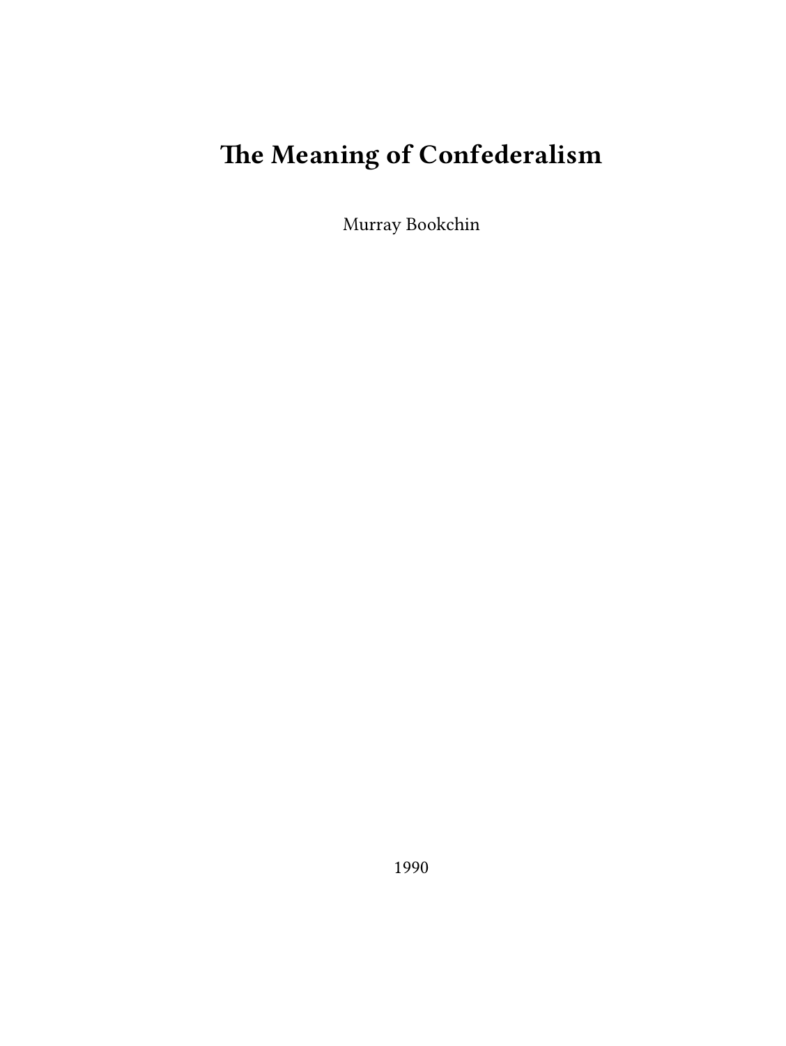# The Meaning of Confederalism

Murray Bookchin

1990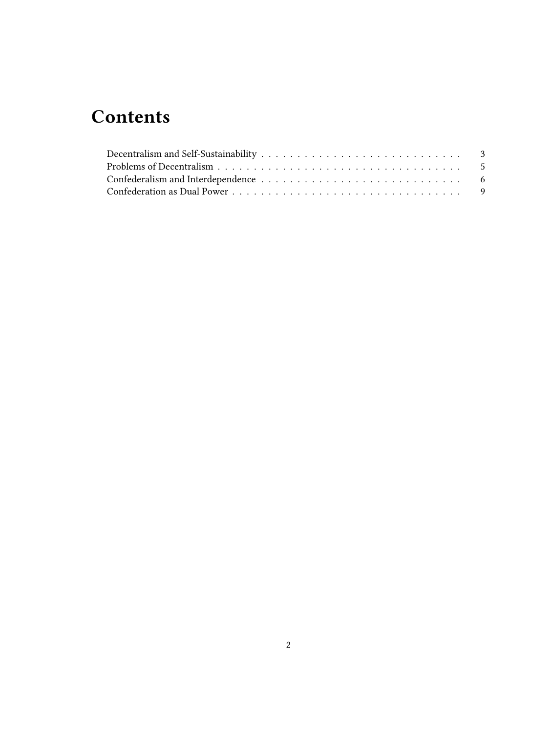# Contents

Decentralism and Self-Sustainability . . . . . . . . . . . . . . . . . . . . . . . . . . . . 3
Problems of Decentralism . . . . . . . . . . . . . . . . . . . . . . . . . . . . . . . . . . 5
Confederalism and Interdependence . . . . . . . . . . . . . . . . . . . . . . . . . . . . 6
Confederation as Dual Power . . . . . . . . . . . . . . . . . . . . . . . . . . . . . . . . 9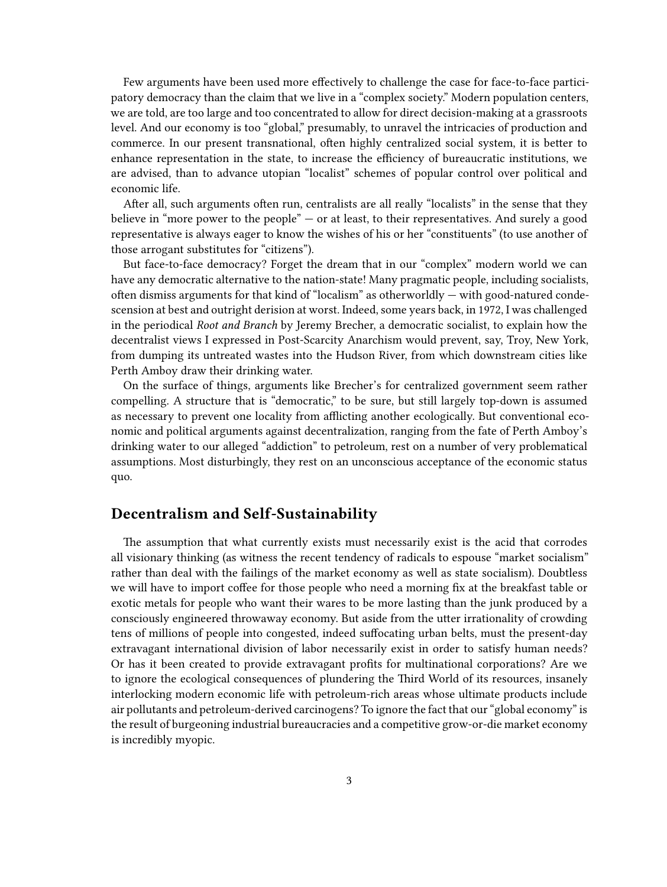Few arguments have been used more effectively to challenge the case for face-to-face participatory democracy than the claim that we live in a "complex society." Modern population centers, we are told, are too large and too concentrated to allow for direct decision-making at a grassroots level. And our economy is too "global," presumably, to unravel the intricacies of production and commerce. In our present transnational, often highly centralized social system, it is better to enhance representation in the state, to increase the efficiency of bureaucratic institutions, we are advised, than to advance utopian "localist" schemes of popular control over political and economic life.

After all, such arguments often run, centralists are all really "localists" in the sense that they believe in "more power to the people" — or at least, to their representatives. And surely a good representative is always eager to know the wishes of his or her "constituents" (to use another of those arrogant substitutes for "citizens").

But face-to-face democracy? Forget the dream that in our "complex" modern world we can have any democratic alternative to the nation-state! Many pragmatic people, including socialists, often dismiss arguments for that kind of "localism" as otherworldly — with good-natured condescension at best and outright derision at worst. Indeed, some years back, in 1972, I was challenged in the periodical *Root and Branch* by Jeremy Brecher, a democratic socialist, to explain how the decentralist views I expressed in Post-Scarcity Anarchism would prevent, say, Troy, New York, from dumping its untreated wastes into the Hudson River, from which downstream cities like Perth Amboy draw their drinking water.

On the surface of things, arguments like Brecher's for centralized government seem rather compelling. A structure that is "democratic," to be sure, but still largely top-down is assumed as necessary to prevent one locality from afflicting another ecologically. But conventional economic and political arguments against decentralization, ranging from the fate of Perth Amboy's drinking water to our alleged "addiction" to petroleum, rest on a number of very problematical assumptions. Most disturbingly, they rest on an unconscious acceptance of the economic status quo.

## Decentralism and Self-Sustainability

The assumption that what currently exists must necessarily exist is the acid that corrodes all visionary thinking (as witness the recent tendency of radicals to espouse "market socialism" rather than deal with the failings of the market economy as well as state socialism). Doubtless we will have to import coffee for those people who need a morning fix at the breakfast table or exotic metals for people who want their wares to be more lasting than the junk produced by a consciously engineered throwaway economy. But aside from the utter irrationality of crowding tens of millions of people into congested, indeed suffocating urban belts, must the present-day extravagant international division of labor necessarily exist in order to satisfy human needs? Or has it been created to provide extravagant profits for multinational corporations? Are we to ignore the ecological consequences of plundering the Third World of its resources, insanely interlocking modern economic life with petroleum-rich areas whose ultimate products include air pollutants and petroleum-derived carcinogens? To ignore the fact that our "global economy" is the result of burgeoning industrial bureaucracies and a competitive grow-or-die market economy is incredibly myopic.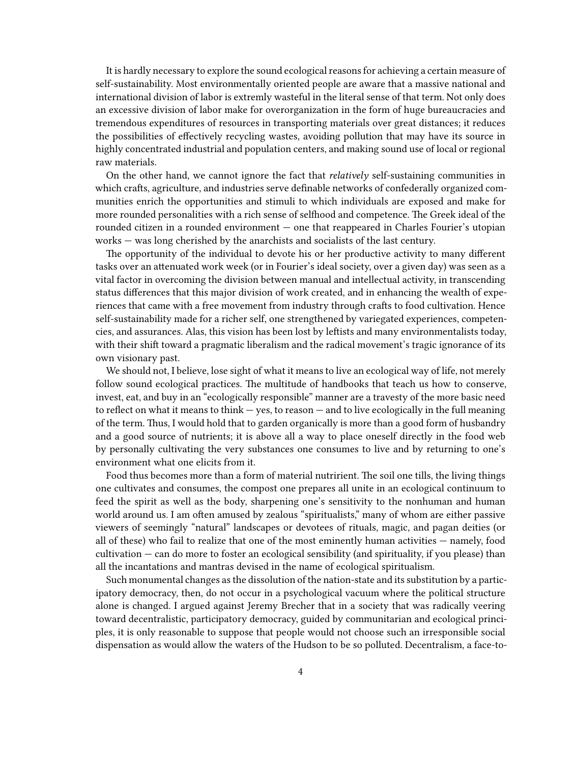It is hardly necessary to explore the sound ecological reasons for achieving a certain measure of self-sustainability. Most environmentally oriented people are aware that a massive national and international division of labor is extremly wasteful in the literal sense of that term. Not only does an excessive division of labor make for overorganization in the form of huge bureaucracies and tremendous expenditures of resources in transporting materials over great distances; it reduces the possibilities of effectively recycling wastes, avoiding pollution that may have its source in highly concentrated industrial and population centers, and making sound use of local or regional raw materials.

On the other hand, we cannot ignore the fact that *relatively* self-sustaining communities in which crafts, agriculture, and industries serve definable networks of confederally organized communities enrich the opportunities and stimuli to which individuals are exposed and make for more rounded personalities with a rich sense of selfhood and competence. The Greek ideal of the rounded citizen in a rounded environment — one that reappeared in Charles Fourier's utopian works — was long cherished by the anarchists and socialists of the last century.

The opportunity of the individual to devote his or her productive activity to many different tasks over an attenuated work week (or in Fourier's ideal society, over a given day) was seen as a vital factor in overcoming the division between manual and intellectual activity, in transcending status differences that this major division of work created, and in enhancing the wealth of experiences that came with a free movement from industry through crafts to food cultivation. Hence self-sustainability made for a richer self, one strengthened by variegated experiences, competencies, and assurances. Alas, this vision has been lost by leftists and many environmentalists today, with their shift toward a pragmatic liberalism and the radical movement's tragic ignorance of its own visionary past.

We should not, I believe, lose sight of what it means to live an ecological way of life, not merely follow sound ecological practices. The multitude of handbooks that teach us how to conserve, invest, eat, and buy in an "ecologically responsible" manner are a travesty of the more basic need to reflect on what it means to think — yes, to reason — and to live ecologically in the full meaning of the term. Thus, I would hold that to garden organically is more than a good form of husbandry and a good source of nutrients; it is above all a way to place oneself directly in the food web by personally cultivating the very substances one consumes to live and by returning to one's environment what one elicits from it.

Food thus becomes more than a form of material nutririent. The soil one tills, the living things one cultivates and consumes, the compost one prepares all unite in an ecological continuum to feed the spirit as well as the body, sharpening one's sensitivity to the nonhuman and human world around us. I am often amused by zealous "spiritualists," many of whom are either passive viewers of seemingly "natural" landscapes or devotees of rituals, magic, and pagan deities (or all of these) who fail to realize that one of the most eminently human activities — namely, food cultivation — can do more to foster an ecological sensibility (and spirituality, if you please) than all the incantations and mantras devised in the name of ecological spiritualism.

Such monumental changes as the dissolution of the nation-state and its substitution by a participatory democracy, then, do not occur in a psychological vacuum where the political structure alone is changed. I argued against Jeremy Brecher that in a society that was radically veering toward decentralistic, participatory democracy, guided by communitarian and ecological principles, it is only reasonable to suppose that people would not choose such an irresponsible social dispensation as would allow the waters of the Hudson to be so polluted. Decentralism, a face-to-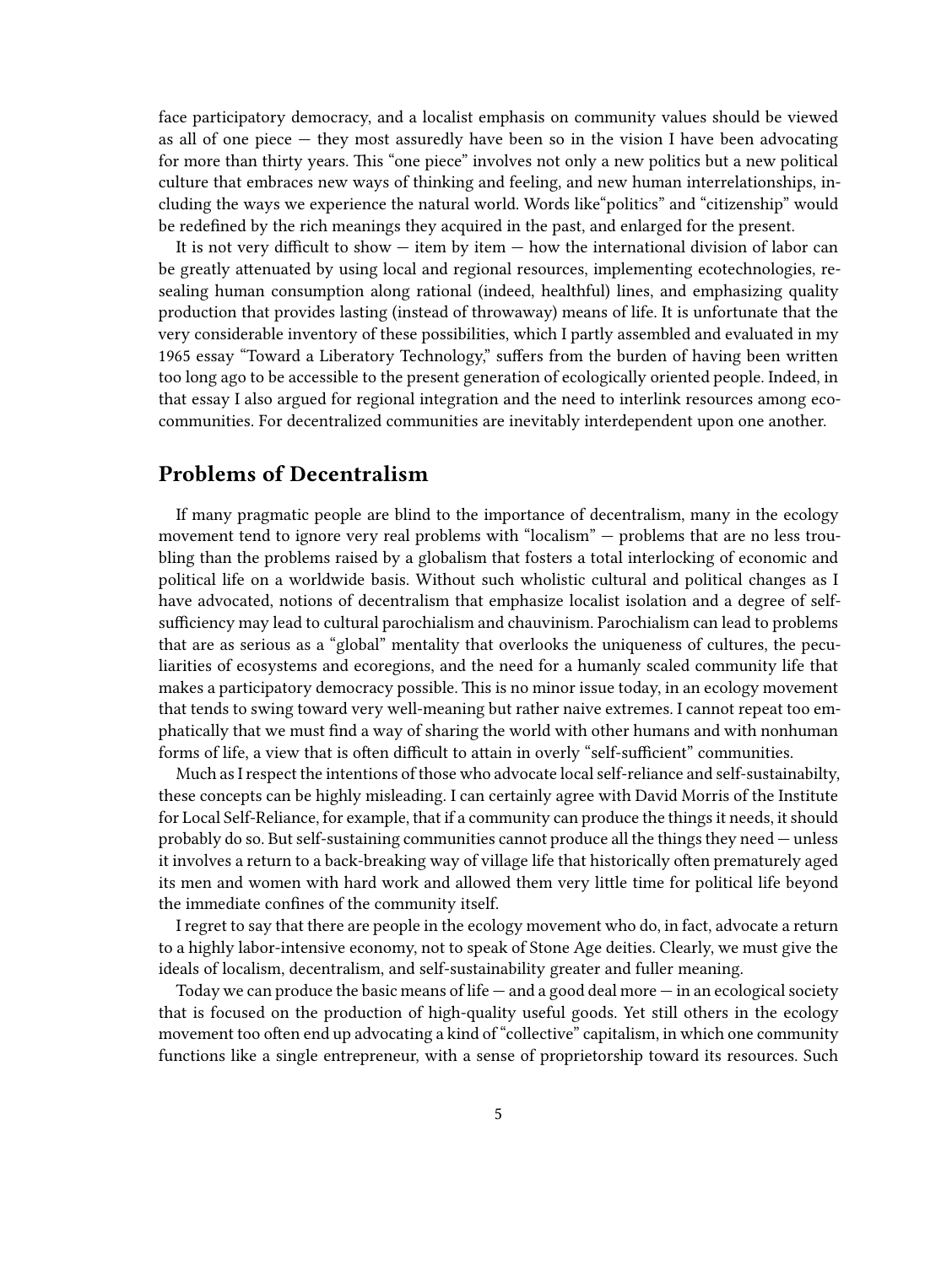face participatory democracy, and a localist emphasis on community values should be viewed as all of one piece — they most assuredly have been so in the vision I have been advocating for more than thirty years. This "one piece" involves not only a new politics but a new political culture that embraces new ways of thinking and feeling, and new human interrelationships, including the ways we experience the natural world. Words like"politics" and "citizenship" would be redefined by the rich meanings they acquired in the past, and enlarged for the present.

It is not very difficult to show — item by item — how the international division of labor can be greatly attenuated by using local and regional resources, implementing ecotechnologies, resealing human consumption along rational (indeed, healthful) lines, and emphasizing quality production that provides lasting (instead of throwaway) means of life. It is unfortunate that the very considerable inventory of these possibilities, which I partly assembled and evaluated in my 1965 essay "Toward a Liberatory Technology," suffers from the burden of having been written too long ago to be accessible to the present generation of ecologically oriented people. Indeed, in that essay I also argued for regional integration and the need to interlink resources among eco-communities. For decentralized communities are inevitably interdependent upon one another.

## Problems of Decentralism

If many pragmatic people are blind to the importance of decentralism, many in the ecology movement tend to ignore very real problems with "localism" — problems that are no less troubling than the problems raised by a globalism that fosters a total interlocking of economic and political life on a worldwide basis. Without such wholistic cultural and political changes as I have advocated, notions of decentralism that emphasize localist isolation and a degree of self-sufficiency may lead to cultural parochialism and chauvinism. Parochialism can lead to problems that are as serious as a "global" mentality that overlooks the uniqueness of cultures, the peculiarities of ecosystems and ecoregions, and the need for a humanly scaled community life that makes a participatory democracy possible. This is no minor issue today, in an ecology movement that tends to swing toward very well-meaning but rather naive extremes. I cannot repeat too emphatically that we must find a way of sharing the world with other humans and with nonhuman forms of life, a view that is often difficult to attain in overly "self-sufficient" communities.

Much as I respect the intentions of those who advocate local self-reliance and self-sustainabilty, these concepts can be highly misleading. I can certainly agree with David Morris of the Institute for Local Self-Reliance, for example, that if a community can produce the things it needs, it should probably do so. But self-sustaining communities cannot produce all the things they need — unless it involves a return to a back-breaking way of village life that historically often prematurely aged its men and women with hard work and allowed them very little time for political life beyond the immediate confines of the community itself.

I regret to say that there are people in the ecology movement who do, in fact, advocate a return to a highly labor-intensive economy, not to speak of Stone Age deities. Clearly, we must give the ideals of localism, decentralism, and self-sustainability greater and fuller meaning.

Today we can produce the basic means of life — and a good deal more — in an ecological society that is focused on the production of high-quality useful goods. Yet still others in the ecology movement too often end up advocating a kind of "collective" capitalism, in which one community functions like a single entrepreneur, with a sense of proprietorship toward its resources. Such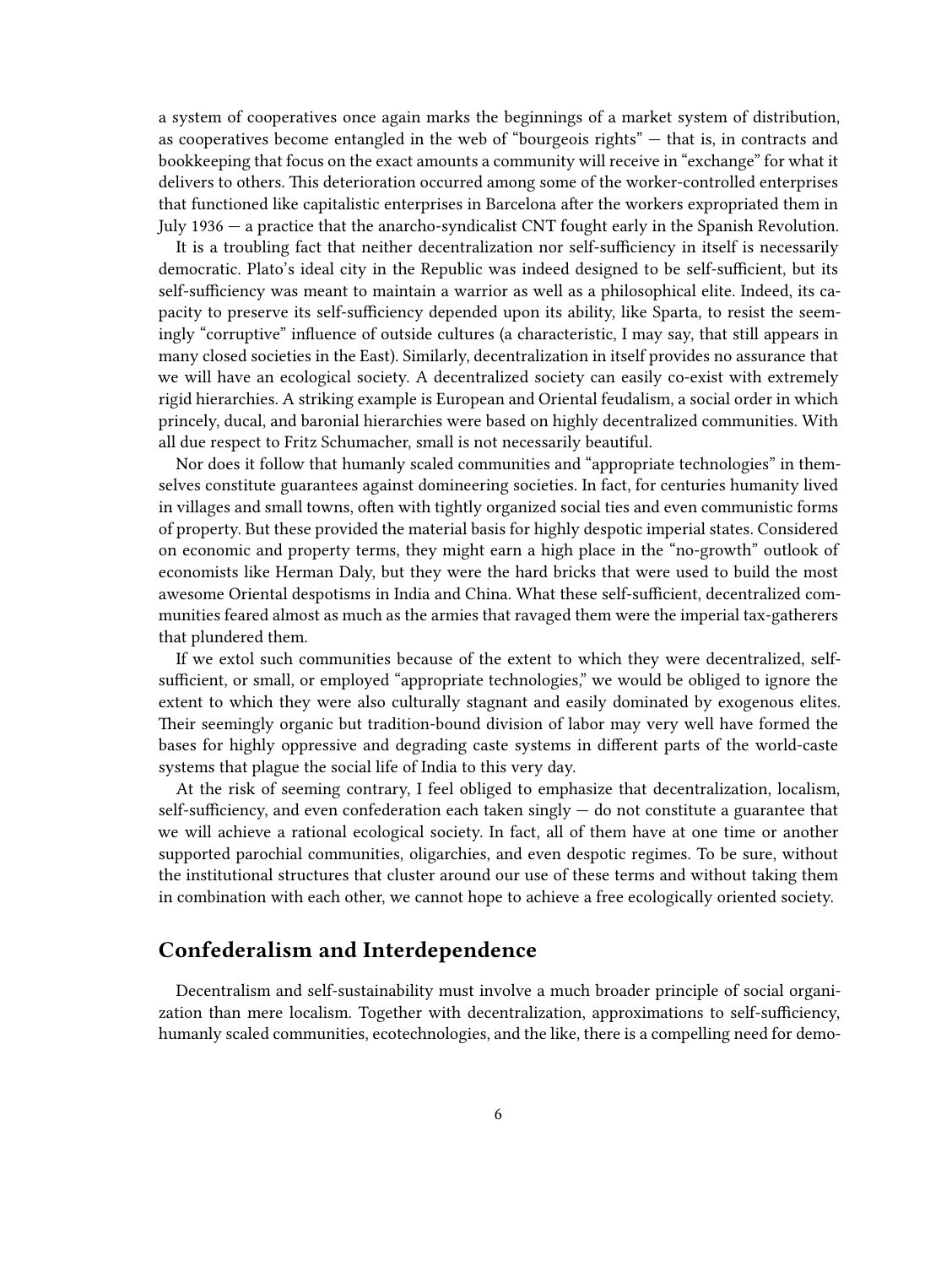a system of cooperatives once again marks the beginnings of a market system of distribution, as cooperatives become entangled in the web of "bourgeois rights" — that is, in contracts and bookkeeping that focus on the exact amounts a community will receive in "exchange" for what it delivers to others. This deterioration occurred among some of the worker-controlled enterprises that functioned like capitalistic enterprises in Barcelona after the workers expropriated them in July 1936 — a practice that the anarcho-syndicalist CNT fought early in the Spanish Revolution.

It is a troubling fact that neither decentralization nor self-sufficiency in itself is necessarily democratic. Plato's ideal city in the Republic was indeed designed to be self-sufficient, but its self-sufficiency was meant to maintain a warrior as well as a philosophical elite. Indeed, its capacity to preserve its self-sufficiency depended upon its ability, like Sparta, to resist the seemingly "corruptive" influence of outside cultures (a characteristic, I may say, that still appears in many closed societies in the East). Similarly, decentralization in itself provides no assurance that we will have an ecological society. A decentralized society can easily co-exist with extremely rigid hierarchies. A striking example is European and Oriental feudalism, a social order in which princely, ducal, and baronial hierarchies were based on highly decentralized communities. With all due respect to Fritz Schumacher, small is not necessarily beautiful.

Nor does it follow that humanly scaled communities and "appropriate technologies" in themselves constitute guarantees against domineering societies. In fact, for centuries humanity lived in villages and small towns, often with tightly organized social ties and even communistic forms of property. But these provided the material basis for highly despotic imperial states. Considered on economic and property terms, they might earn a high place in the "no-growth" outlook of economists like Herman Daly, but they were the hard bricks that were used to build the most awesome Oriental despotisms in India and China. What these self-sufficient, decentralized communities feared almost as much as the armies that ravaged them were the imperial tax-gatherers that plundered them.

If we extol such communities because of the extent to which they were decentralized, self-sufficient, or small, or employed "appropriate technologies," we would be obliged to ignore the extent to which they were also culturally stagnant and easily dominated by exogenous elites. Their seemingly organic but tradition-bound division of labor may very well have formed the bases for highly oppressive and degrading caste systems in different parts of the world-caste systems that plague the social life of India to this very day.

At the risk of seeming contrary, I feel obliged to emphasize that decentralization, localism, self-sufficiency, and even confederation each taken singly — do not constitute a guarantee that we will achieve a rational ecological society. In fact, all of them have at one time or another supported parochial communities, oligarchies, and even despotic regimes. To be sure, without the institutional structures that cluster around our use of these terms and without taking them in combination with each other, we cannot hope to achieve a free ecologically oriented society.

## Confederalism and Interdependence

Decentralism and self-sustainability must involve a much broader principle of social organization than mere localism. Together with decentralization, approximations to self-sufficiency, humanly scaled communities, ecotechnologies, and the like, there is a compelling need for demo-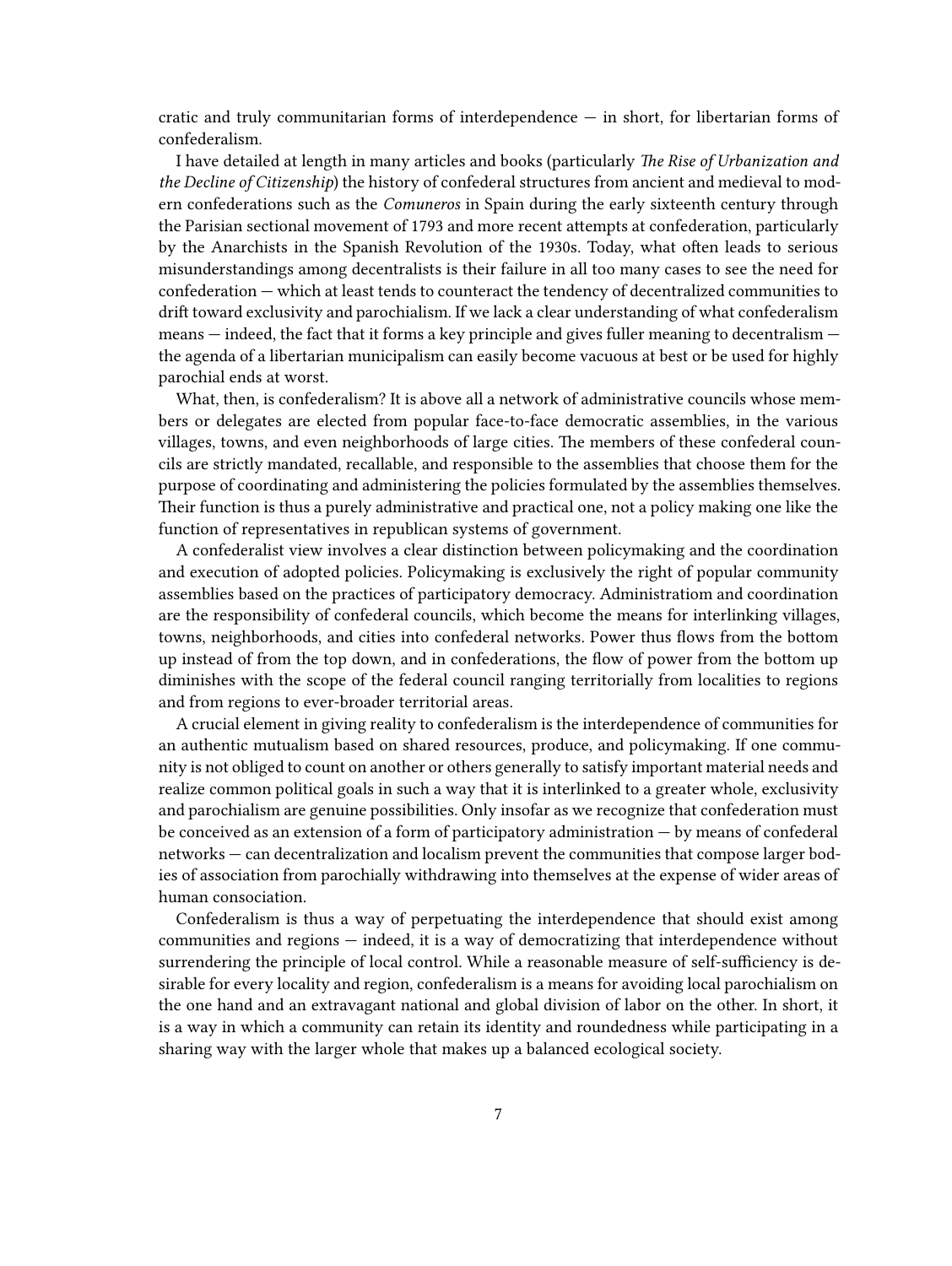cratic and truly communitarian forms of interdependence — in short, for libertarian forms of confederalism.

I have detailed at length in many articles and books (particularly *The Rise of Urbanization and the Decline of Citizenship*) the history of confederal structures from ancient and medieval to modern confederations such as the *Comuneros* in Spain during the early sixteenth century through the Parisian sectional movement of 1793 and more recent attempts at confederation, particularly by the Anarchists in the Spanish Revolution of the 1930s. Today, what often leads to serious misunderstandings among decentralists is their failure in all too many cases to see the need for confederation — which at least tends to counteract the tendency of decentralized communities to drift toward exclusivity and parochialism. If we lack a clear understanding of what confederalism means — indeed, the fact that it forms a key principle and gives fuller meaning to decentralism — the agenda of a libertarian municipalism can easily become vacuous at best or be used for highly parochial ends at worst.

What, then, is confederalism? It is above all a network of administrative councils whose members or delegates are elected from popular face-to-face democratic assemblies, in the various villages, towns, and even neighborhoods of large cities. The members of these confederal councils are strictly mandated, recallable, and responsible to the assemblies that choose them for the purpose of coordinating and administering the policies formulated by the assemblies themselves. Their function is thus a purely administrative and practical one, not a policy making one like the function of representatives in republican systems of government.

A confederalist view involves a clear distinction between policymaking and the coordination and execution of adopted policies. Policymaking is exclusively the right of popular community assemblies based on the practices of participatory democracy. Administratiom and coordination are the responsibility of confederal councils, which become the means for interlinking villages, towns, neighborhoods, and cities into confederal networks. Power thus flows from the bottom up instead of from the top down, and in confederations, the flow of power from the bottom up diminishes with the scope of the federal council ranging territorially from localities to regions and from regions to ever-broader territorial areas.

A crucial element in giving reality to confederalism is the interdependence of communities for an authentic mutualism based on shared resources, produce, and policymaking. If one community is not obliged to count on another or others generally to satisfy important material needs and realize common political goals in such a way that it is interlinked to a greater whole, exclusivity and parochialism are genuine possibilities. Only insofar as we recognize that confederation must be conceived as an extension of a form of participatory administration — by means of confederal networks — can decentralization and localism prevent the communities that compose larger bodies of association from parochially withdrawing into themselves at the expense of wider areas of human consociation.

Confederalism is thus a way of perpetuating the interdependence that should exist among communities and regions — indeed, it is a way of democratizing that interdependence without surrendering the principle of local control. While a reasonable measure of self-sufficiency is desirable for every locality and region, confederalism is a means for avoiding local parochialism on the one hand and an extravagant national and global division of labor on the other. In short, it is a way in which a community can retain its identity and roundedness while participating in a sharing way with the larger whole that makes up a balanced ecological society.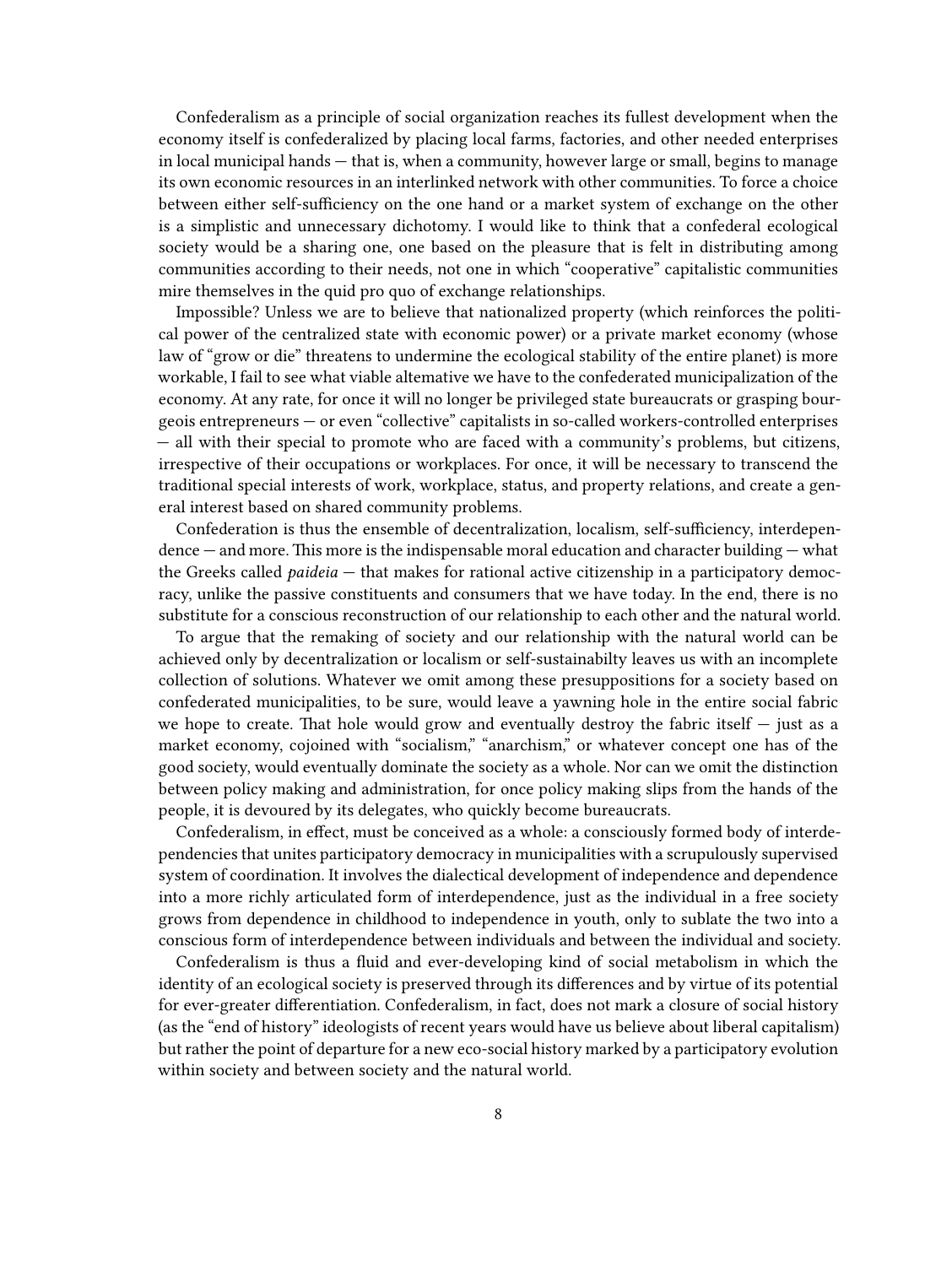Confederalism as a principle of social organization reaches its fullest development when the economy itself is confederalized by placing local farms, factories, and other needed enterprises in local municipal hands — that is, when a community, however large or small, begins to manage its own economic resources in an interlinked network with other communities. To force a choice between either self-sufficiency on the one hand or a market system of exchange on the other is a simplistic and unnecessary dichotomy. I would like to think that a confederal ecological society would be a sharing one, one based on the pleasure that is felt in distributing among communities according to their needs, not one in which "cooperative" capitalistic communities mire themselves in the quid pro quo of exchange relationships.

Impossible? Unless we are to believe that nationalized property (which reinforces the political power of the centralized state with economic power) or a private market economy (whose law of "grow or die" threatens to undermine the ecological stability of the entire planet) is more workable, I fail to see what viable altemative we have to the confederated municipalization of the economy. At any rate, for once it will no longer be privileged state bureaucrats or grasping bourgeois entrepreneurs — or even "collective" capitalists in so-called workers-controlled enterprises — all with their special to promote who are faced with a community's problems, but citizens, irrespective of their occupations or workplaces. For once, it will be necessary to transcend the traditional special interests of work, workplace, status, and property relations, and create a general interest based on shared community problems.

Confederation is thus the ensemble of decentralization, localism, self-sufficiency, interdependence — and more. This more is the indispensable moral education and character building — what the Greeks called *paideia* — that makes for rational active citizenship in a participatory democracy, unlike the passive constituents and consumers that we have today. In the end, there is no substitute for a conscious reconstruction of our relationship to each other and the natural world.

To argue that the remaking of society and our relationship with the natural world can be achieved only by decentralization or localism or self-sustainabilty leaves us with an incomplete collection of solutions. Whatever we omit among these presuppositions for a society based on confederated municipalities, to be sure, would leave a yawning hole in the entire social fabric we hope to create. That hole would grow and eventually destroy the fabric itself — just as a market economy, cojoined with "socialism," "anarchism," or whatever concept one has of the good society, would eventually dominate the society as a whole. Nor can we omit the distinction between policy making and administration, for once policy making slips from the hands of the people, it is devoured by its delegates, who quickly become bureaucrats.

Confederalism, in effect, must be conceived as a whole: a consciously formed body of interdependencies that unites participatory democracy in municipalities with a scrupulously supervised system of coordination. It involves the dialectical development of independence and dependence into a more richly articulated form of interdependence, just as the individual in a free society grows from dependence in childhood to independence in youth, only to sublate the two into a conscious form of interdependence between individuals and between the individual and society.

Confederalism is thus a fluid and ever-developing kind of social metabolism in which the identity of an ecological society is preserved through its differences and by virtue of its potential for ever-greater differentiation. Confederalism, in fact, does not mark a closure of social history (as the "end of history" ideologists of recent years would have us believe about liberal capitalism) but rather the point of departure for a new eco-social history marked by a participatory evolution within society and between society and the natural world.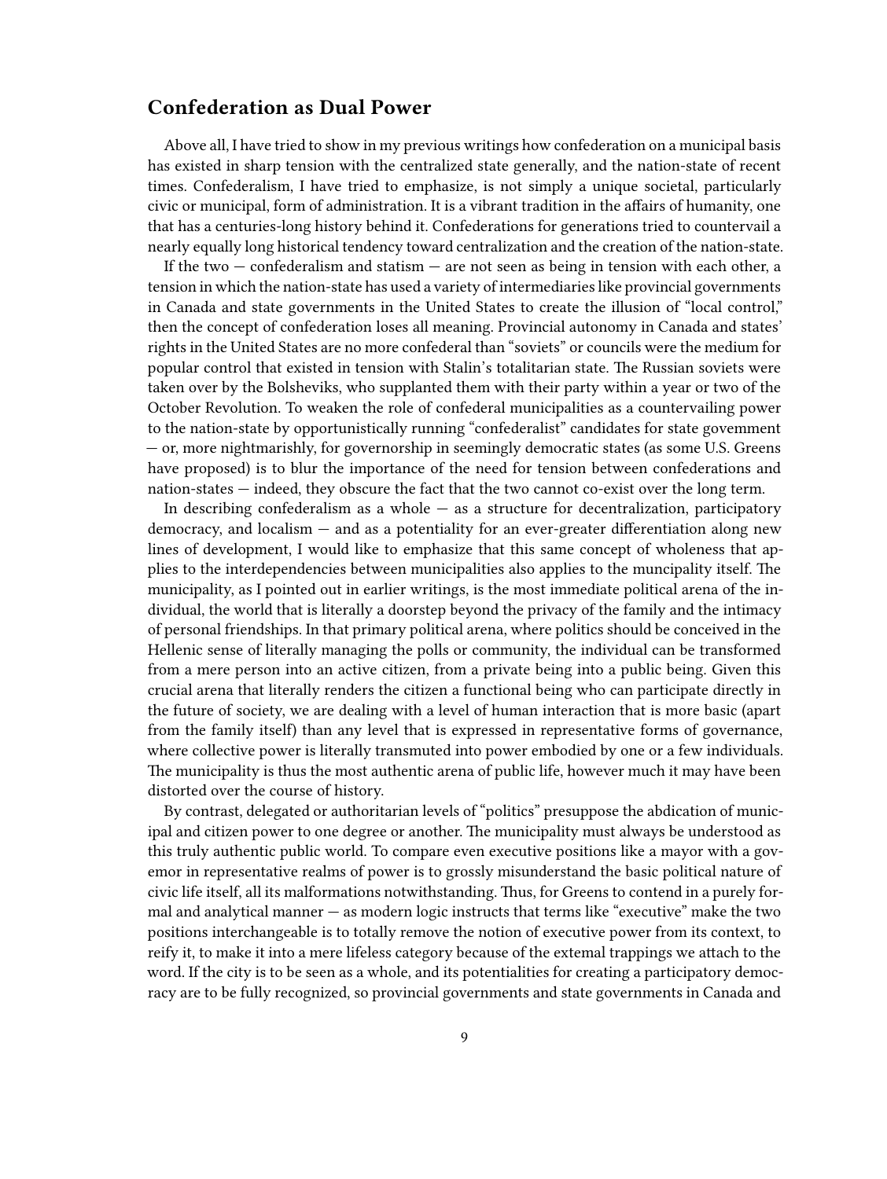## Confederation as Dual Power

Above all, I have tried to show in my previous writings how confederation on a municipal basis has existed in sharp tension with the centralized state generally, and the nation-state of recent times. Confederalism, I have tried to emphasize, is not simply a unique societal, particularly civic or municipal, form of administration. It is a vibrant tradition in the affairs of humanity, one that has a centuries-long history behind it. Confederations for generations tried to countervail a nearly equally long historical tendency toward centralization and the creation of the nation-state.

If the two — confederalism and statism — are not seen as being in tension with each other, a tension in which the nation-state has used a variety of intermediaries like provincial governments in Canada and state governments in the United States to create the illusion of "local control," then the concept of confederation loses all meaning. Provincial autonomy in Canada and states' rights in the United States are no more confederal than "soviets" or councils were the medium for popular control that existed in tension with Stalin's totalitarian state. The Russian soviets were taken over by the Bolsheviks, who supplanted them with their party within a year or two of the October Revolution. To weaken the role of confederal municipalities as a countervailing power to the nation-state by opportunistically running "confederalist" candidates for state govemment — or, more nightmarishly, for governorship in seemingly democratic states (as some U.S. Greens have proposed) is to blur the importance of the need for tension between confederations and nation-states — indeed, they obscure the fact that the two cannot co-exist over the long term.

In describing confederalism as a whole — as a structure for decentralization, participatory democracy, and localism — and as a potentiality for an ever-greater differentiation along new lines of development, I would like to emphasize that this same concept of wholeness that applies to the interdependencies between municipalities also applies to the muncipality itself. The municipality, as I pointed out in earlier writings, is the most immediate political arena of the individual, the world that is literally a doorstep beyond the privacy of the family and the intimacy of personal friendships. In that primary political arena, where politics should be conceived in the Hellenic sense of literally managing the polls or community, the individual can be transformed from a mere person into an active citizen, from a private being into a public being. Given this crucial arena that literally renders the citizen a functional being who can participate directly in the future of society, we are dealing with a level of human interaction that is more basic (apart from the family itself) than any level that is expressed in representative forms of governance, where collective power is literally transmuted into power embodied by one or a few individuals. The municipality is thus the most authentic arena of public life, however much it may have been distorted over the course of history.

By contrast, delegated or authoritarian levels of "politics" presuppose the abdication of municipal and citizen power to one degree or another. The municipality must always be understood as this truly authentic public world. To compare even executive positions like a mayor with a govemor in representative realms of power is to grossly misunderstand the basic political nature of civic life itself, all its malformations notwithstanding. Thus, for Greens to contend in a purely formal and analytical manner — as modern logic instructs that terms like "executive" make the two positions interchangeable is to totally remove the notion of executive power from its context, to reify it, to make it into a mere lifeless category because of the extemal trappings we attach to the word. If the city is to be seen as a whole, and its potentialities for creating a participatory democracy are to be fully recognized, so provincial governments and state governments in Canada and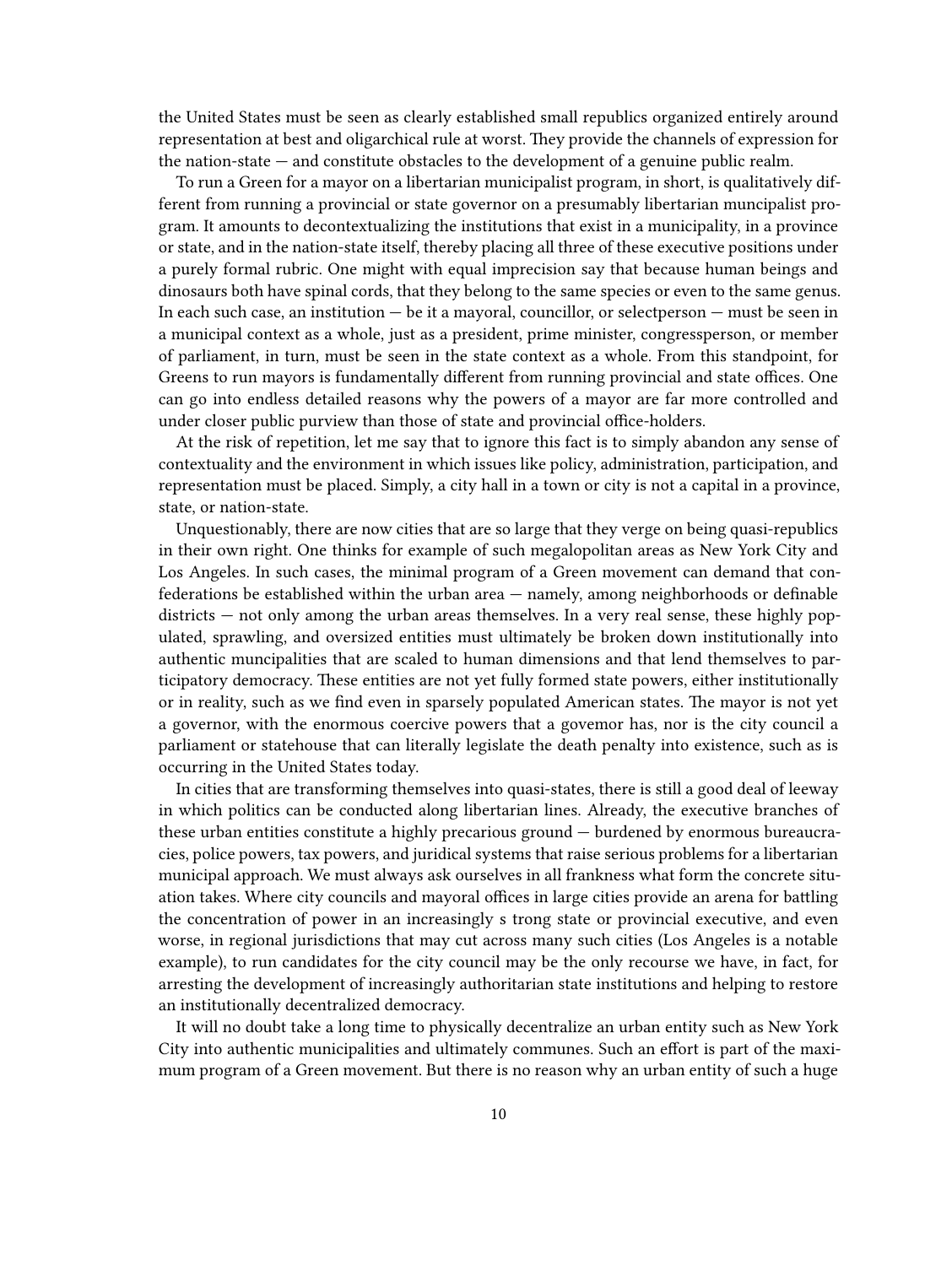the United States must be seen as clearly established small republics organized entirely around representation at best and oligarchical rule at worst. They provide the channels of expression for the nation-state — and constitute obstacles to the development of a genuine public realm.

To run a Green for a mayor on a libertarian municipalist program, in short, is qualitatively different from running a provincial or state governor on a presumably libertarian muncipalist program. It amounts to decontextualizing the institutions that exist in a municipality, in a province or state, and in the nation-state itself, thereby placing all three of these executive positions under a purely formal rubric. One might with equal imprecision say that because human beings and dinosaurs both have spinal cords, that they belong to the same species or even to the same genus. In each such case, an institution — be it a mayoral, councillor, or selectperson — must be seen in a municipal context as a whole, just as a president, prime minister, congressperson, or member of parliament, in turn, must be seen in the state context as a whole. From this standpoint, for Greens to run mayors is fundamentally different from running provincial and state offices. One can go into endless detailed reasons why the powers of a mayor are far more controlled and under closer public purview than those of state and provincial office-holders.

At the risk of repetition, let me say that to ignore this fact is to simply abandon any sense of contextuality and the environment in which issues like policy, administration, participation, and representation must be placed. Simply, a city hall in a town or city is not a capital in a province, state, or nation-state.

Unquestionably, there are now cities that are so large that they verge on being quasi-republics in their own right. One thinks for example of such megalopolitan areas as New York City and Los Angeles. In such cases, the minimal program of a Green movement can demand that confederations be established within the urban area — namely, among neighborhoods or definable districts — not only among the urban areas themselves. In a very real sense, these highly populated, sprawling, and oversized entities must ultimately be broken down institutionally into authentic muncipalities that are scaled to human dimensions and that lend themselves to participatory democracy. These entities are not yet fully formed state powers, either institutionally or in reality, such as we find even in sparsely populated American states. The mayor is not yet a governor, with the enormous coercive powers that a govemor has, nor is the city council a parliament or statehouse that can literally legislate the death penalty into existence, such as is occurring in the United States today.

In cities that are transforming themselves into quasi-states, there is still a good deal of leeway in which politics can be conducted along libertarian lines. Already, the executive branches of these urban entities constitute a highly precarious ground — burdened by enormous bureaucracies, police powers, tax powers, and juridical systems that raise serious problems for a libertarian municipal approach. We must always ask ourselves in all frankness what form the concrete situation takes. Where city councils and mayoral offices in large cities provide an arena for battling the concentration of power in an increasingly s trong state or provincial executive, and even worse, in regional jurisdictions that may cut across many such cities (Los Angeles is a notable example), to run candidates for the city council may be the only recourse we have, in fact, for arresting the development of increasingly authoritarian state institutions and helping to restore an institutionally decentralized democracy.

It will no doubt take a long time to physically decentralize an urban entity such as New York City into authentic municipalities and ultimately communes. Such an effort is part of the maximum program of a Green movement. But there is no reason why an urban entity of such a huge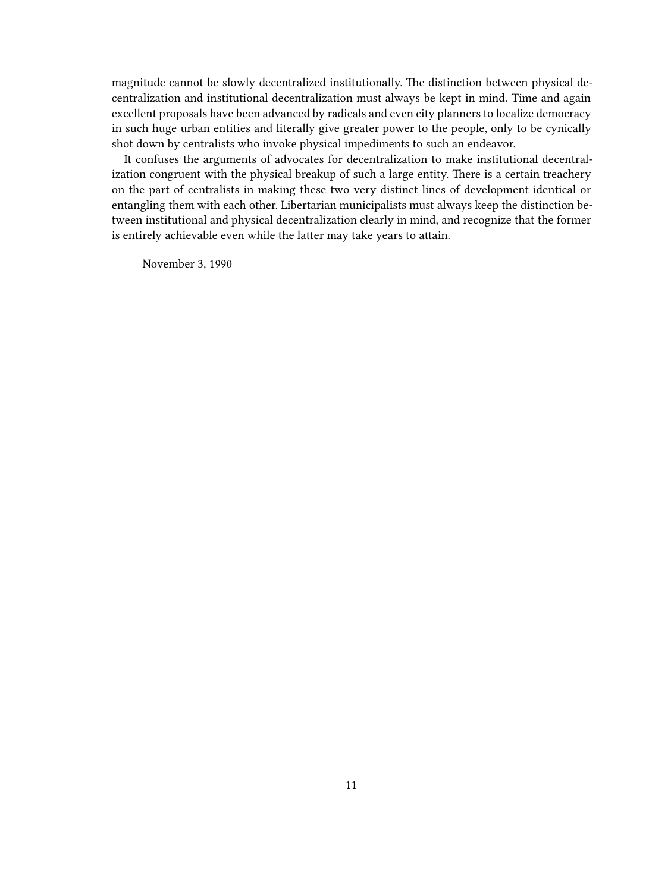magnitude cannot be slowly decentralized institutionally. The distinction between physical decentralization and institutional decentralization must always be kept in mind. Time and again excellent proposals have been advanced by radicals and even city planners to localize democracy in such huge urban entities and literally give greater power to the people, only to be cynically shot down by centralists who invoke physical impediments to such an endeavor.

It confuses the arguments of advocates for decentralization to make institutional decentralization congruent with the physical breakup of such a large entity. There is a certain treachery on the part of centralists in making these two very distinct lines of development identical or entangling them with each other. Libertarian municipalists must always keep the distinction between institutional and physical decentralization clearly in mind, and recognize that the former is entirely achievable even while the latter may take years to attain.

November 3, 1990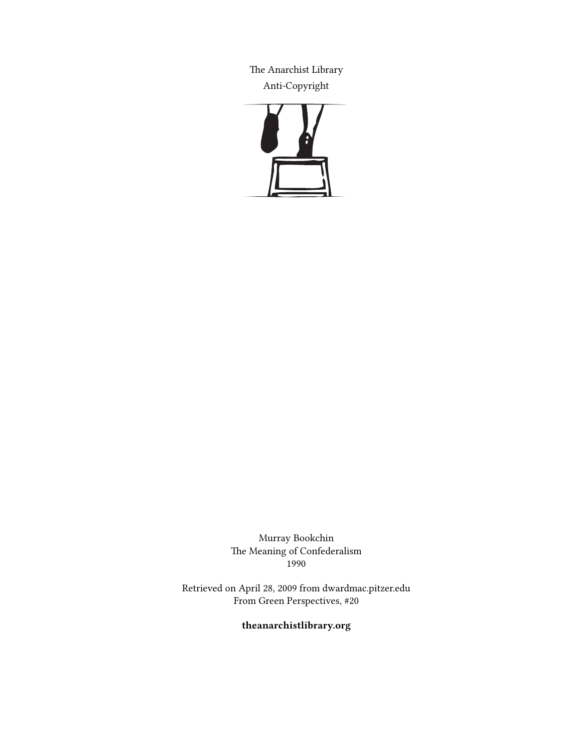The Anarchist Library
Anti-Copyright

Murray Bookchin
The Meaning of Confederalism
1990

Retrieved on April 28, 2009 from dwardmac.pitzer.edu
From Green Perspectives, #20

**theanarchistlibrary.org**